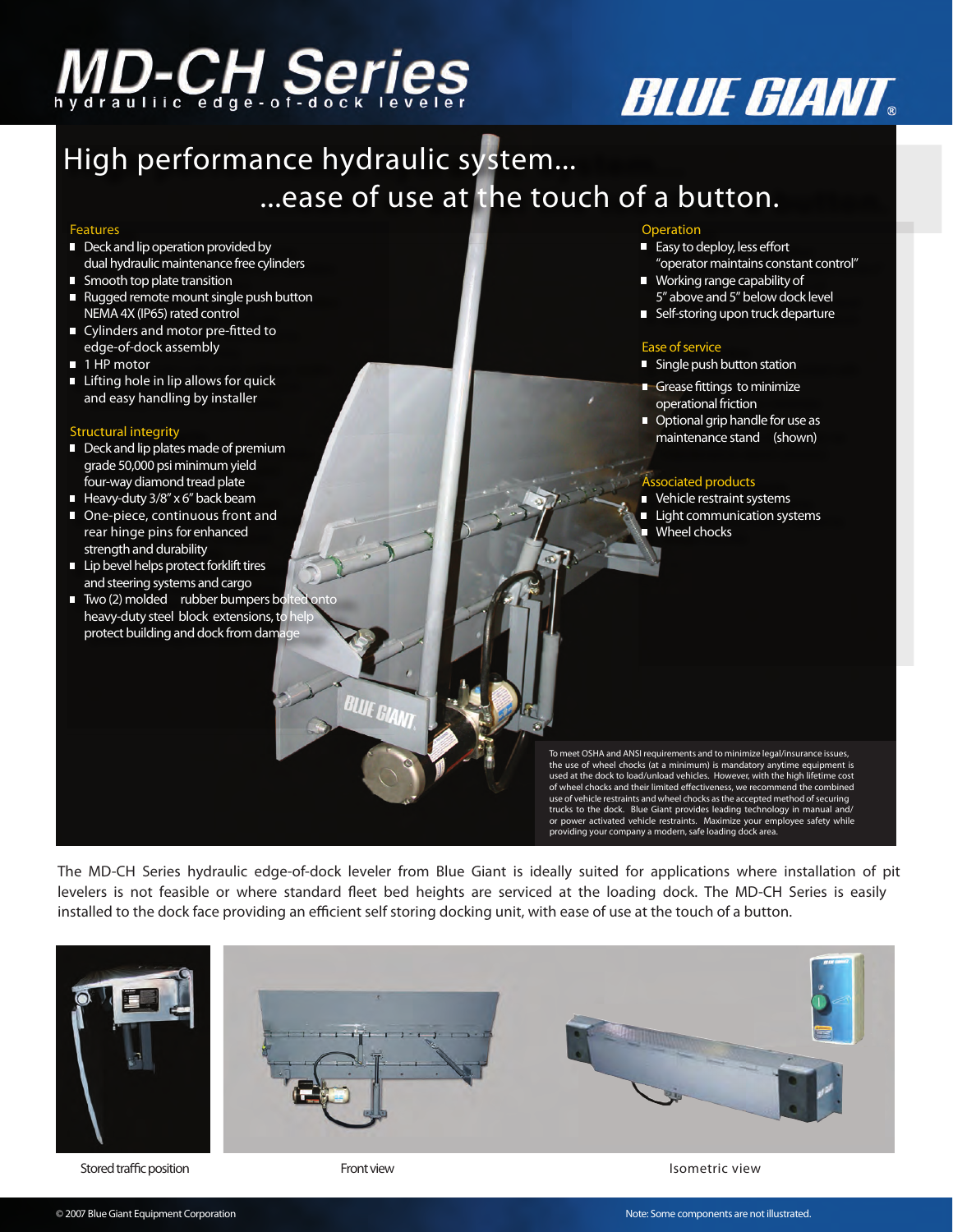# MD-CH Series

hydrauliic edge-of-dock leveler

BLUE GIANT®

## High performance hydraulic system...
## ...ease of use at the touch of a button.

### Features

- Deck and lip operation provided by dual hydraulic maintenance free cylinders
- Smooth top plate transition
- Rugged remote mount single push button NEMA 4X (IP65) rated control
- Cylinders and motor pre-fitted to edge-of-dock assembly
- 1 HP motor
- Lifting hole in lip allows for quick and easy handling by installer

### Structural integrity

- Deck and lip plates made of premium grade 50,000 psi minimum yield four-way diamond tread plate
- Heavy-duty 3/8" x 6" back beam
- One-piece, continuous front and rear hinge pins for enhanced strength and durability
- Lip bevel helps protect forklift tires and steering systems and cargo
- Two (2) molded rubber bumpers bolted onto heavy-duty steel block extensions, to help protect building and dock from damage

### Operation

- Easy to deploy, less effort "operator maintains constant control"
- Working range capability of 5" above and 5" below dock level
- Self-storing upon truck departure

### Ease of service

- Single push button station
- Grease fittings to minimize operational friction
- Optional grip handle for use as maintenance stand (shown)

### Associated products

- Vehicle restraint systems
- Light communication systems
- Wheel chocks

To meet OSHA and ANSI requirements and to minimize legal/insurance issues, the use of wheel chocks (at a minimum) is mandatory anytime equipment is used at the dock to load/unload vehicles. However, with the high lifetime cost of wheel chocks and their limited effectiveness, we recommend the combined use of vehicle restraints and wheel chocks as the accepted method of securing trucks to the dock. Blue Giant provides leading technology in manual and/or power activated vehicle restraints. Maximize your employee safety while providing your company a modern, safe loading dock area.

The MD-CH Series hydraulic edge-of-dock leveler from Blue Giant is ideally suited for applications where installation of pit levelers is not feasible or where standard fleet bed heights are serviced at the loading dock. The MD-CH Series is easily installed to the dock face providing an efficient self storing docking unit, with ease of use at the touch of a button.

Stored traffic position

Front view

Isometric view

© 2007 Blue Giant Equipment Corporation

Note: Some components are not illustrated.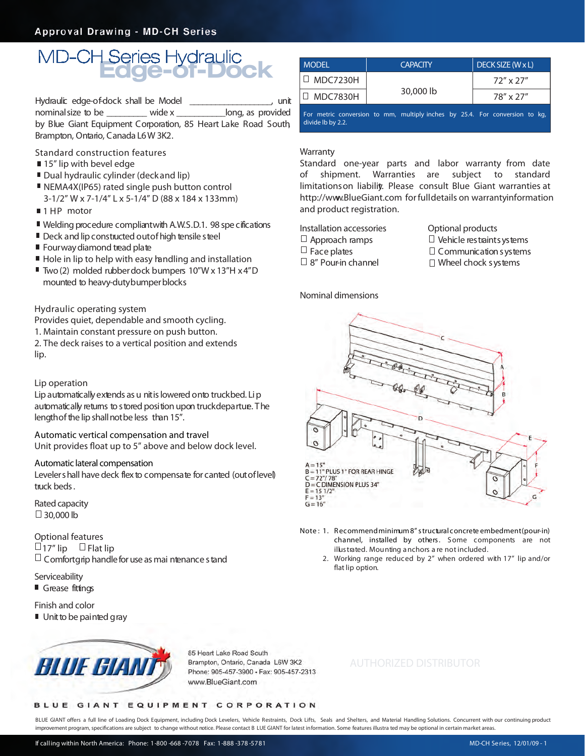# MD-CH Series Hydraulic Edge-of-Dock

Hydraulic edge-of-dock shall be Model ________________, unit nominal size to be ________ wide x __________long, as provided by Blue Giant Equipment Corporation, 85 Heart Lake Road South, Brampton, Ontario, Canada L6W 3K2.

## Standard construction features

- 15″ lip with bevel edge
- Dual hydraulic cylinder (deck and lip)
- NEMA4X(IP65) rated single push button control 3-1/2″ W x 7-1/4″ L x 5-1/4″ D (88 x 184 x 133mm)
- 1 HP motor
- Welding procedure compliant with A.W.S.D.1. 98 specifications
- Deck and lip constructed out of high tensile steel
- Four way diamond tread plate
- Hole in lip to help with easy handling and installation
- Two (2) molded rubber dock bumpers 10″W x 13″H x 4″D mounted to heavy-duty bumper blocks

## Hydraulic operating system

Provides quiet, dependable and smooth cycling.

1. Maintain constant pressure on push button.
2. The deck raises to a vertical position and extends lip.

## Lip operation

Lip automatically extends as unit is lowered onto truck bed. Lip automatically returns to stored position upon truck departue. The length of the lip shall not be less than 15″.

## Automatic vertical compensation and travel

Unit provides float up to 5″ above and below dock level.

## Automatic lateral compensation

Levelers hall have deck flex to compensate for canted (out of level) truck beds.

## Rated capacity

☐ 30,000 lb

## Optional features

☐ 17″ lip ☐ Flat lip

☐ Comfort grip handle for use as maintenance stand

## Serviceability

- Grease fittings

## Finish and color

- Unit to be painted gray

| MODEL | CAPACITY | DECK SIZE (W x L) |
|---|---|---|
| ☐ MDC7230H | 30,000 lb | 72″ x 27″ |
| ☐ MDC7830H | | 78″ x 27″ |

For metric conversion to mm, multiply inches by 25.4. For conversion to kg, divide lb by 2.2.

## Warranty

Standard one-year parts and labor warranty from date of shipment. Warranties are subject to standard limitations on liability. Please consult Blue Giant warranties at http://www.BlueGiant.com for full details on warranty information and product registration.

## Installation accessories

☐ Approach ramps
☐ Face plates
☐ 8″ Pour-in channel

## Optional products

☐ Vehicle restraint systems
☐ Communication systems
☐ Wheel chock systems

## Nominal dimensions

A = 15″
B = 11″ PLUS 1″ FOR REAR HINGE
C = 72″/ 78″
D = C DIMENSION PLUS 34″
E = 15 1/2″
F = 13″
G = 16″

Note:
1. Recommend minimum 8″ structural concrete embedment (pour-in) channel, installed by others. Some components are not illustrated. Mounting anchors are not included.
2. Working range reduced by 2″ when ordered with 17″ lip and/or flat lip option.

BLUE GIANT

85 Heart Lake Road South
Brampton, Ontario, Canada L6W 3K2
Phone: 905-457-3900 • Fax: 905-457-2313
www.BlueGiant.com

AUTHORIZED DISTRIBUTOR

BLUE GIANT EQUIPMENT CORPORATION

BLUE GIANT offers a full line of Loading Dock Equipment, including Dock Levelers, Vehicle Restraints, Dock Lifts, Seals and Shelters, and Material Handling Solutions. Concurrent with our continuing product improvement program, specifications are subject to change without notice. Please contact BLUE GIANT for latest information. Some features illustrated may be optional in certain market areas.

If calling within North America: Phone: 1-800-668-7078 Fax: 1-888-378-5781